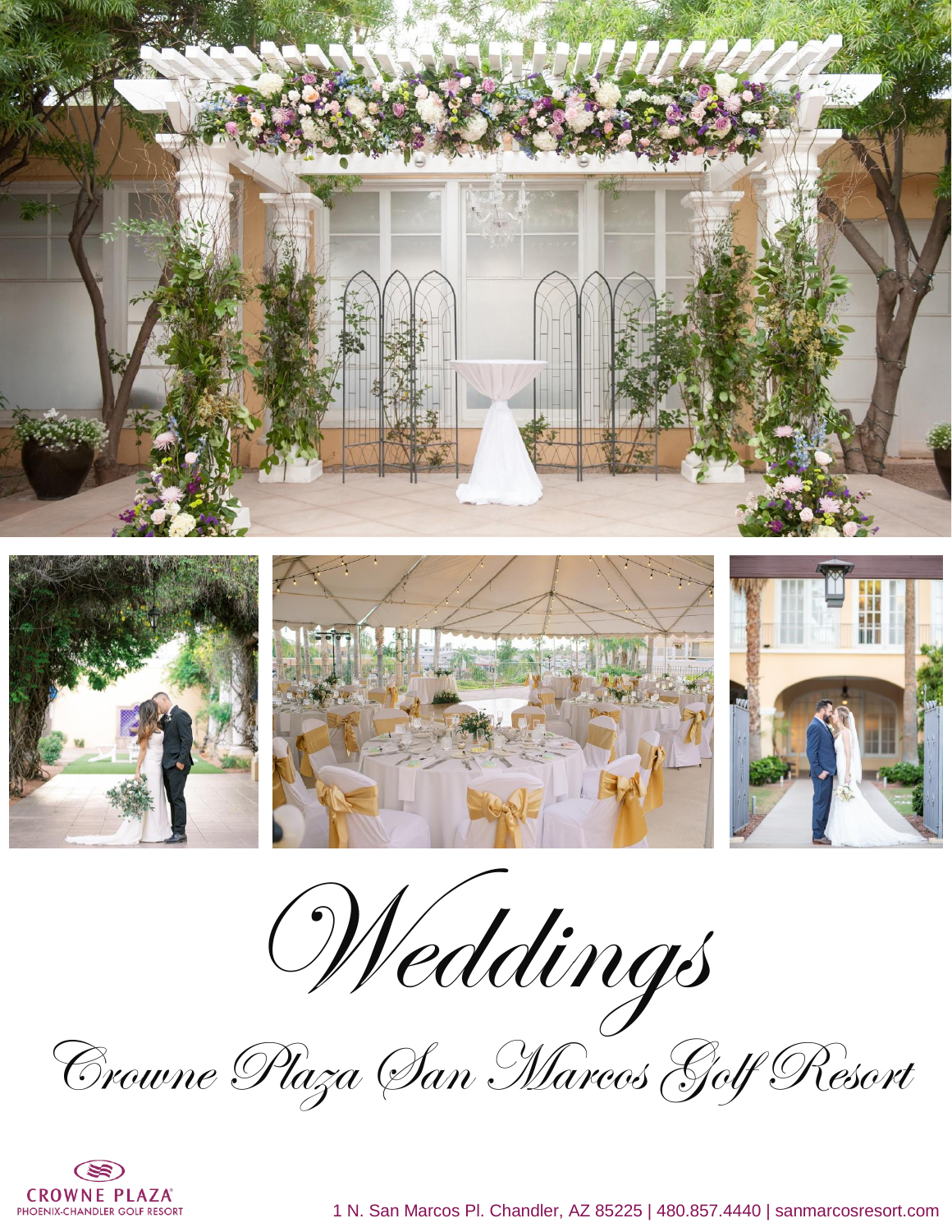# Weddings

## Crowne Plaza San Marcos Golf Resort

CROWNE PLAZA
PHOENIX-CHANDLER GOLF RESORT

1 N. San Marcos Pl. Chandler, AZ 85225 | 480.857.4440 | sanmarcosresort.com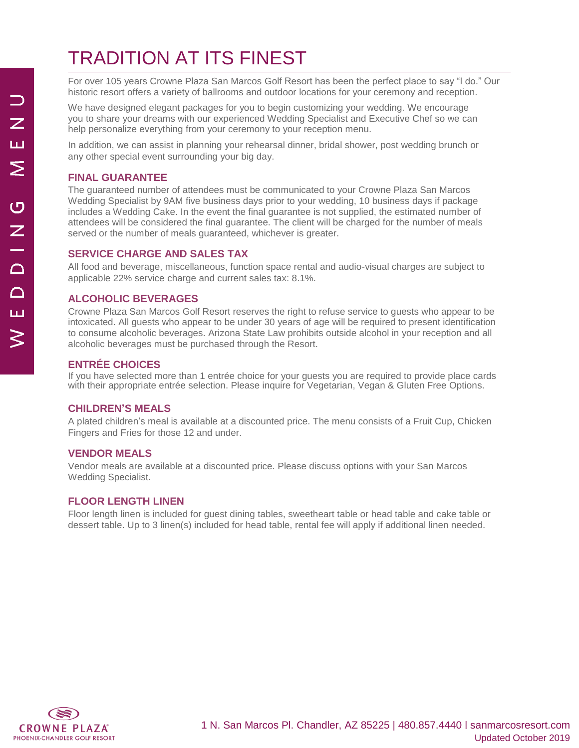# TRADITION AT ITS FINEST

For over 105 years Crowne Plaza San Marcos Golf Resort has been the perfect place to say "I do." Our historic resort offers a variety of ballrooms and outdoor locations for your ceremony and reception.

We have designed elegant packages for you to begin customizing your wedding. We encourage you to share your dreams with our experienced Wedding Specialist and Executive Chef so we can help personalize everything from your ceremony to your reception menu.

In addition, we can assist in planning your rehearsal dinner, bridal shower, post wedding brunch or any other special event surrounding your big day.

## FINAL GUARANTEE

The guaranteed number of attendees must be communicated to your Crowne Plaza San Marcos Wedding Specialist by 9AM five business days prior to your wedding, 10 business days if package includes a Wedding Cake. In the event the final guarantee is not supplied, the estimated number of attendees will be considered the final guarantee. The client will be charged for the number of meals served or the number of meals guaranteed, whichever is greater.

## SERVICE CHARGE AND SALES TAX

All food and beverage, miscellaneous, function space rental and audio-visual charges are subject to applicable 22% service charge and current sales tax: 8.1%.

## ALCOHOLIC BEVERAGES

Crowne Plaza San Marcos Golf Resort reserves the right to refuse service to guests who appear to be intoxicated. All guests who appear to be under 30 years of age will be required to present identification to consume alcoholic beverages. Arizona State Law prohibits outside alcohol in your reception and all alcoholic beverages must be purchased through the Resort.

## ENTRÉE CHOICES

If you have selected more than 1 entrée choice for your guests you are required to provide place cards with their appropriate entrée selection. Please inquire for Vegetarian, Vegan & Gluten Free Options.

## CHILDREN'S MEALS

A plated children's meal is available at a discounted price. The menu consists of a Fruit Cup, Chicken Fingers and Fries for those 12 and under.

## VENDOR MEALS

Vendor meals are available at a discounted price. Please discuss options with your San Marcos Wedding Specialist.

## FLOOR LENGTH LINEN

Floor length linen is included for guest dining tables, sweetheart table or head table and cake table or dessert table. Up to 3 linen(s) included for head table, rental fee will apply if additional linen needed.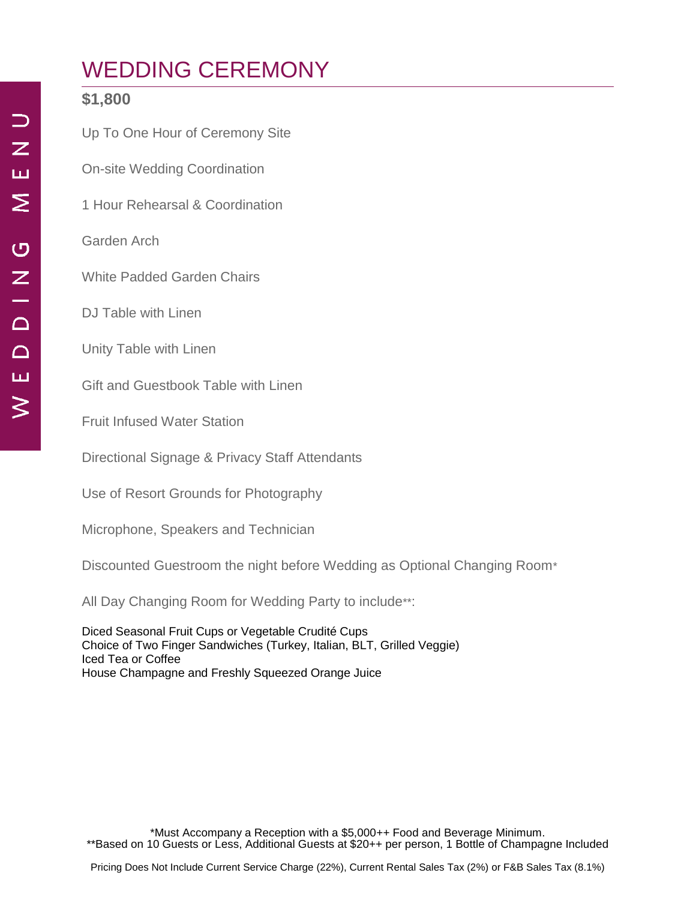# WEDDING CEREMONY

**$1,800**

Up To One Hour of Ceremony Site

On-site Wedding Coordination

1 Hour Rehearsal & Coordination

Garden Arch

White Padded Garden Chairs

DJ Table with Linen

Unity Table with Linen

Gift and Guestbook Table with Linen

Fruit Infused Water Station

Directional Signage & Privacy Staff Attendants

Use of Resort Grounds for Photography

Microphone, Speakers and Technician

Discounted Guestroom the night before Wedding as Optional Changing Room*

All Day Changing Room for Wedding Party to include**:

Diced Seasonal Fruit Cups or Vegetable Crudité Cups
Choice of Two Finger Sandwiches (Turkey, Italian, BLT, Grilled Veggie)
Iced Tea or Coffee
House Champagne and Freshly Squeezed Orange Juice

*Must Accompany a Reception with a $5,000++ Food and Beverage Minimum.
**Based on 10 Guests or Less, Additional Guests at $20++ per person, 1 Bottle of Champagne Included

Pricing Does Not Include Current Service Charge (22%), Current Rental Sales Tax (2%) or F&B Sales Tax (8.1%)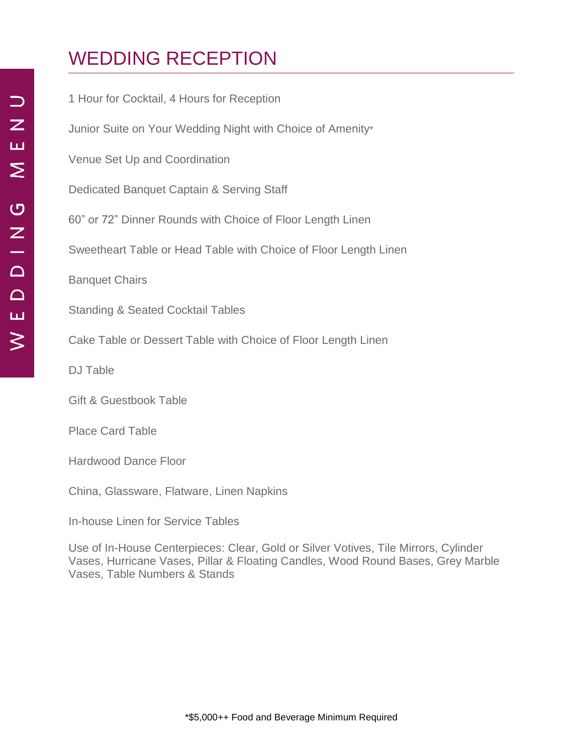# WEDDING RECEPTION

1 Hour for Cocktail, 4 Hours for Reception

Junior Suite on Your Wedding Night with Choice of Amenity*

Venue Set Up and Coordination

Dedicated Banquet Captain & Serving Staff

60" or 72" Dinner Rounds with Choice of Floor Length Linen

Sweetheart Table or Head Table with Choice of Floor Length Linen

Banquet Chairs

Standing & Seated Cocktail Tables

Cake Table or Dessert Table with Choice of Floor Length Linen

DJ Table

Gift & Guestbook Table

Place Card Table

Hardwood Dance Floor

China, Glassware, Flatware, Linen Napkins

In-house Linen for Service Tables

Use of In-House Centerpieces: Clear, Gold or Silver Votives, Tile Mirrors, Cylinder Vases, Hurricane Vases, Pillar & Floating Candles, Wood Round Bases, Grey Marble Vases, Table Numbers & Stands

*$5,000++ Food and Beverage Minimum Required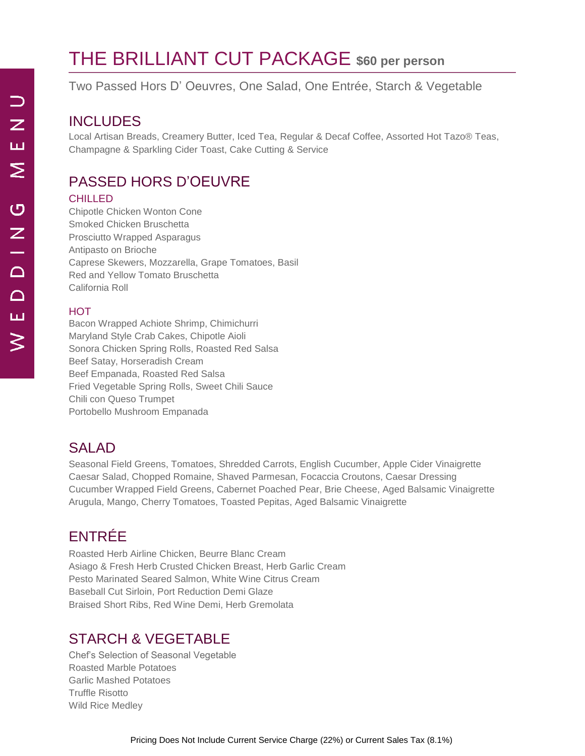# THE BRILLIANT CUT PACKAGE **$60 per person**

Two Passed Hors D' Oeuvres, One Salad, One Entrée, Starch & Vegetable

## INCLUDES

Local Artisan Breads, Creamery Butter, Iced Tea, Regular & Decaf Coffee, Assorted Hot Tazo® Teas, Champagne & Sparkling Cider Toast, Cake Cutting & Service

## PASSED HORS D'OEUVRE

### CHILLED

Chipotle Chicken Wonton Cone
Smoked Chicken Bruschetta
Prosciutto Wrapped Asparagus
Antipasto on Brioche
Caprese Skewers, Mozzarella, Grape Tomatoes, Basil
Red and Yellow Tomato Bruschetta
California Roll

### HOT

Bacon Wrapped Achiote Shrimp, Chimichurri
Maryland Style Crab Cakes, Chipotle Aioli
Sonora Chicken Spring Rolls, Roasted Red Salsa
Beef Satay, Horseradish Cream
Beef Empanada, Roasted Red Salsa
Fried Vegetable Spring Rolls, Sweet Chili Sauce
Chili con Queso Trumpet
Portobello Mushroom Empanada

## SALAD

Seasonal Field Greens, Tomatoes, Shredded Carrots, English Cucumber, Apple Cider Vinaigrette
Caesar Salad, Chopped Romaine, Shaved Parmesan, Focaccia Croutons, Caesar Dressing
Cucumber Wrapped Field Greens, Cabernet Poached Pear, Brie Cheese, Aged Balsamic Vinaigrette
Arugula, Mango, Cherry Tomatoes, Toasted Pepitas, Aged Balsamic Vinaigrette

## ENTRÉE

Roasted Herb Airline Chicken, Beurre Blanc Cream
Asiago & Fresh Herb Crusted Chicken Breast, Herb Garlic Cream
Pesto Marinated Seared Salmon, White Wine Citrus Cream
Baseball Cut Sirloin, Port Reduction Demi Glaze
Braised Short Ribs, Red Wine Demi, Herb Gremolata

## STARCH & VEGETABLE

Chef's Selection of Seasonal Vegetable
Roasted Marble Potatoes
Garlic Mashed Potatoes
Truffle Risotto
Wild Rice Medley

Pricing Does Not Include Current Service Charge (22%) or Current Sales Tax (8.1%)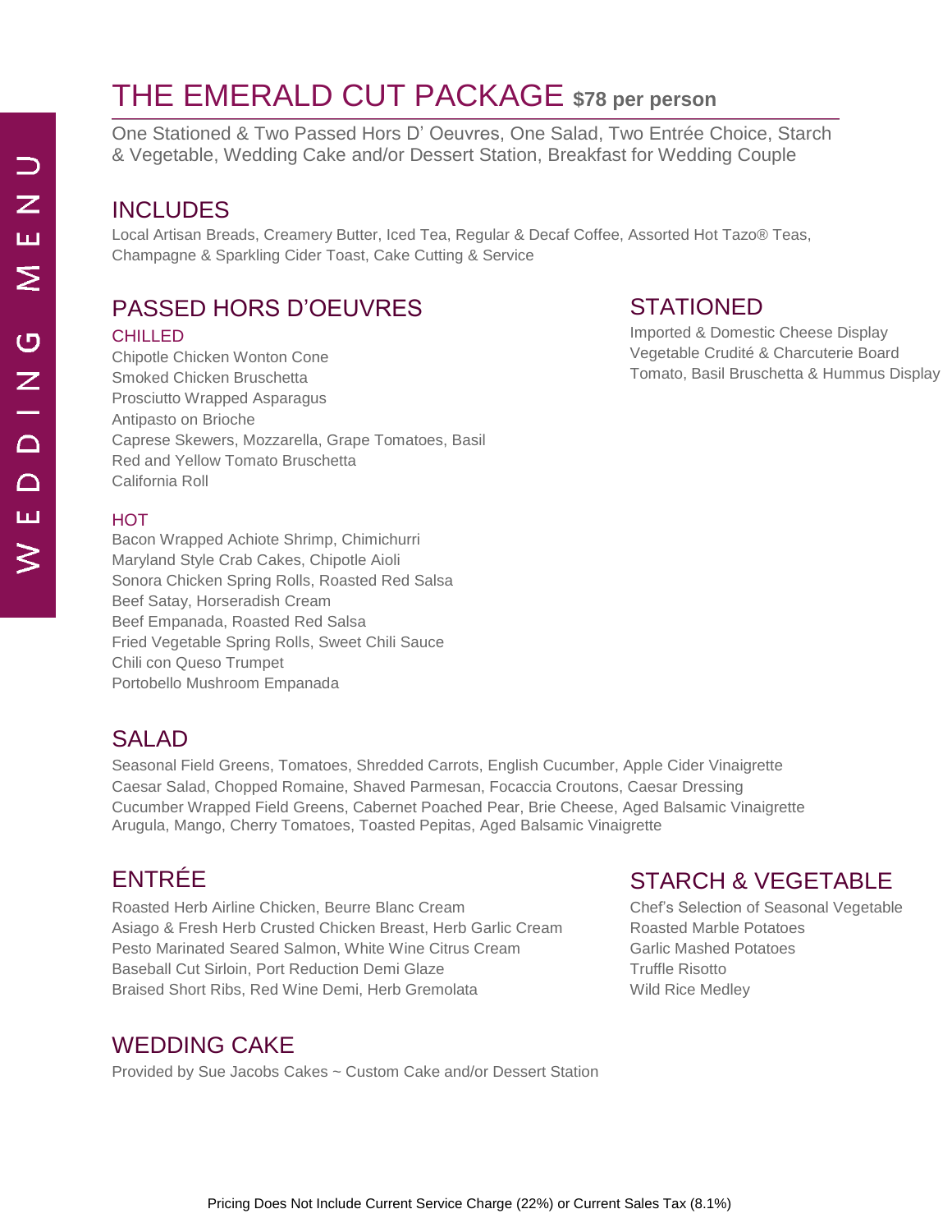# THE EMERALD CUT PACKAGE **$78 per person**

One Stationed & Two Passed Hors D' Oeuvres, One Salad, Two Entrée Choice, Starch & Vegetable, Wedding Cake and/or Dessert Station, Breakfast for Wedding Couple

## INCLUDES

Local Artisan Breads, Creamery Butter, Iced Tea, Regular & Decaf Coffee, Assorted Hot Tazo® Teas, Champagne & Sparkling Cider Toast, Cake Cutting & Service

## PASSED HORS D'OEUVRES

### CHILLED

Chipotle Chicken Wonton Cone
Smoked Chicken Bruschetta
Prosciutto Wrapped Asparagus
Antipasto on Brioche
Caprese Skewers, Mozzarella, Grape Tomatoes, Basil
Red and Yellow Tomato Bruschetta
California Roll

### HOT

Bacon Wrapped Achiote Shrimp, Chimichurri
Maryland Style Crab Cakes, Chipotle Aioli
Sonora Chicken Spring Rolls, Roasted Red Salsa
Beef Satay, Horseradish Cream
Beef Empanada, Roasted Red Salsa
Fried Vegetable Spring Rolls, Sweet Chili Sauce
Chili con Queso Trumpet
Portobello Mushroom Empanada

## STATIONED

Imported & Domestic Cheese Display
Vegetable Crudité & Charcuterie Board
Tomato, Basil Bruschetta & Hummus Display

## SALAD

Seasonal Field Greens, Tomatoes, Shredded Carrots, English Cucumber, Apple Cider Vinaigrette
Caesar Salad, Chopped Romaine, Shaved Parmesan, Focaccia Croutons, Caesar Dressing
Cucumber Wrapped Field Greens, Cabernet Poached Pear, Brie Cheese, Aged Balsamic Vinaigrette
Arugula, Mango, Cherry Tomatoes, Toasted Pepitas, Aged Balsamic Vinaigrette

## ENTRÉE

Roasted Herb Airline Chicken, Beurre Blanc Cream
Asiago & Fresh Herb Crusted Chicken Breast, Herb Garlic Cream
Pesto Marinated Seared Salmon, White Wine Citrus Cream
Baseball Cut Sirloin, Port Reduction Demi Glaze
Braised Short Ribs, Red Wine Demi, Herb Gremolata

## STARCH & VEGETABLE

Chef's Selection of Seasonal Vegetable
Roasted Marble Potatoes
Garlic Mashed Potatoes
Truffle Risotto
Wild Rice Medley

## WEDDING CAKE

Provided by Sue Jacobs Cakes ~ Custom Cake and/or Dessert Station

Pricing Does Not Include Current Service Charge (22%) or Current Sales Tax (8.1%)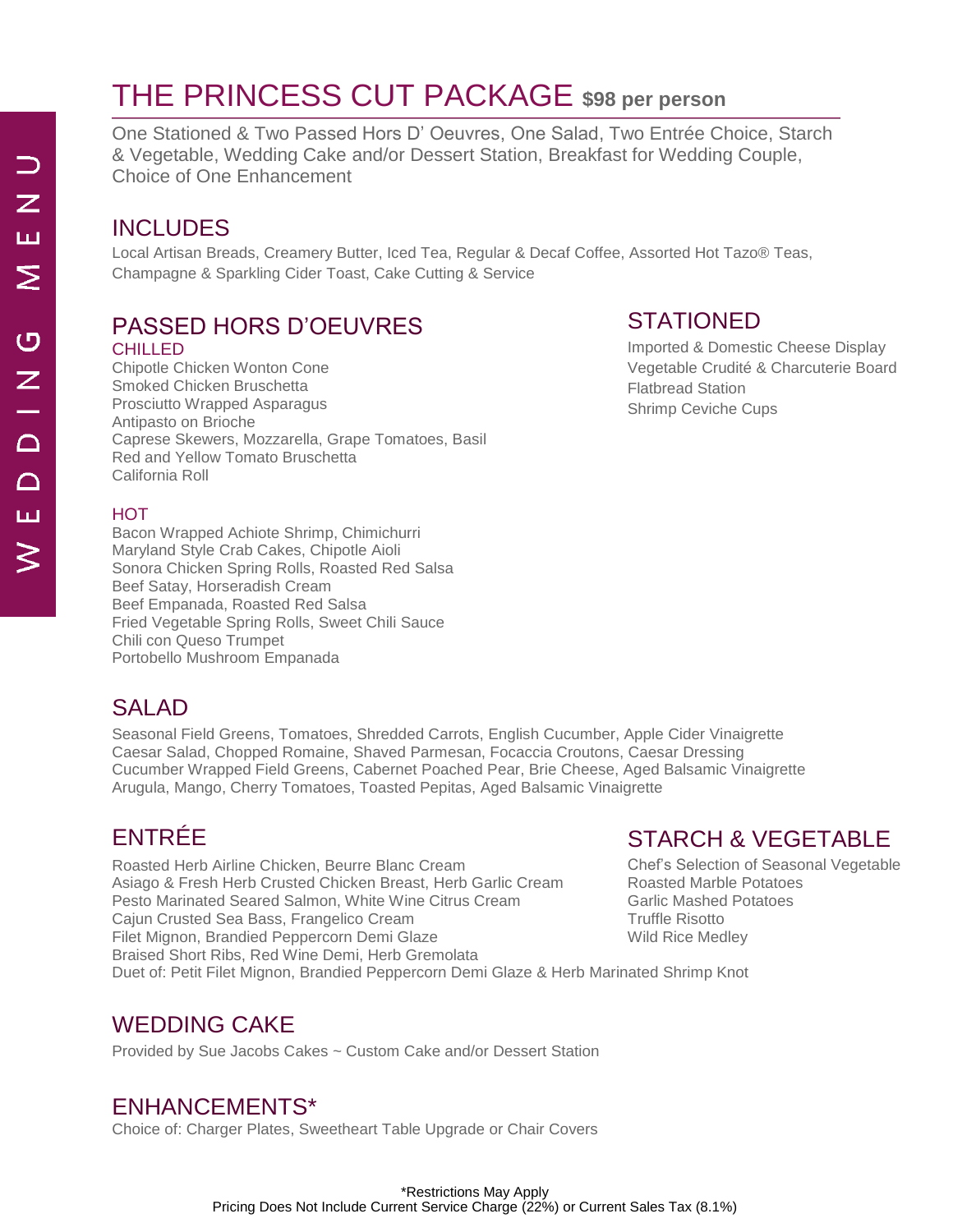# THE PRINCESS CUT PACKAGE **$98 per person**

One Stationed & Two Passed Hors D' Oeuvres, One Salad, Two Entrée Choice, Starch & Vegetable, Wedding Cake and/or Dessert Station, Breakfast for Wedding Couple, Choice of One Enhancement

## INCLUDES

Local Artisan Breads, Creamery Butter, Iced Tea, Regular & Decaf Coffee, Assorted Hot Tazo® Teas, Champagne & Sparkling Cider Toast, Cake Cutting & Service

## PASSED HORS D'OEUVRES

### CHILLED

Chipotle Chicken Wonton Cone
Smoked Chicken Bruschetta
Prosciutto Wrapped Asparagus
Antipasto on Brioche
Caprese Skewers, Mozzarella, Grape Tomatoes, Basil
Red and Yellow Tomato Bruschetta
California Roll

### HOT

Bacon Wrapped Achiote Shrimp, Chimichurri
Maryland Style Crab Cakes, Chipotle Aioli
Sonora Chicken Spring Rolls, Roasted Red Salsa
Beef Satay, Horseradish Cream
Beef Empanada, Roasted Red Salsa
Fried Vegetable Spring Rolls, Sweet Chili Sauce
Chili con Queso Trumpet
Portobello Mushroom Empanada

## STATIONED

Imported & Domestic Cheese Display
Vegetable Crudité & Charcuterie Board
Flatbread Station
Shrimp Ceviche Cups

## SALAD

Seasonal Field Greens, Tomatoes, Shredded Carrots, English Cucumber, Apple Cider Vinaigrette
Caesar Salad, Chopped Romaine, Shaved Parmesan, Focaccia Croutons, Caesar Dressing
Cucumber Wrapped Field Greens, Cabernet Poached Pear, Brie Cheese, Aged Balsamic Vinaigrette
Arugula, Mango, Cherry Tomatoes, Toasted Pepitas, Aged Balsamic Vinaigrette

## ENTRÉE

Roasted Herb Airline Chicken, Beurre Blanc Cream
Asiago & Fresh Herb Crusted Chicken Breast, Herb Garlic Cream
Pesto Marinated Seared Salmon, White Wine Citrus Cream
Cajun Crusted Sea Bass, Frangelico Cream
Filet Mignon, Brandied Peppercorn Demi Glaze
Braised Short Ribs, Red Wine Demi, Herb Gremolata
Duet of: Petit Filet Mignon, Brandied Peppercorn Demi Glaze & Herb Marinated Shrimp Knot

## STARCH & VEGETABLE

Chef's Selection of Seasonal Vegetable
Roasted Marble Potatoes
Garlic Mashed Potatoes
Truffle Risotto
Wild Rice Medley

## WEDDING CAKE

Provided by Sue Jacobs Cakes ~ Custom Cake and/or Dessert Station

## ENHANCEMENTS*

Choice of: Charger Plates, Sweetheart Table Upgrade or Chair Covers

*Restrictions May Apply
Pricing Does Not Include Current Service Charge (22%) or Current Sales Tax (8.1%)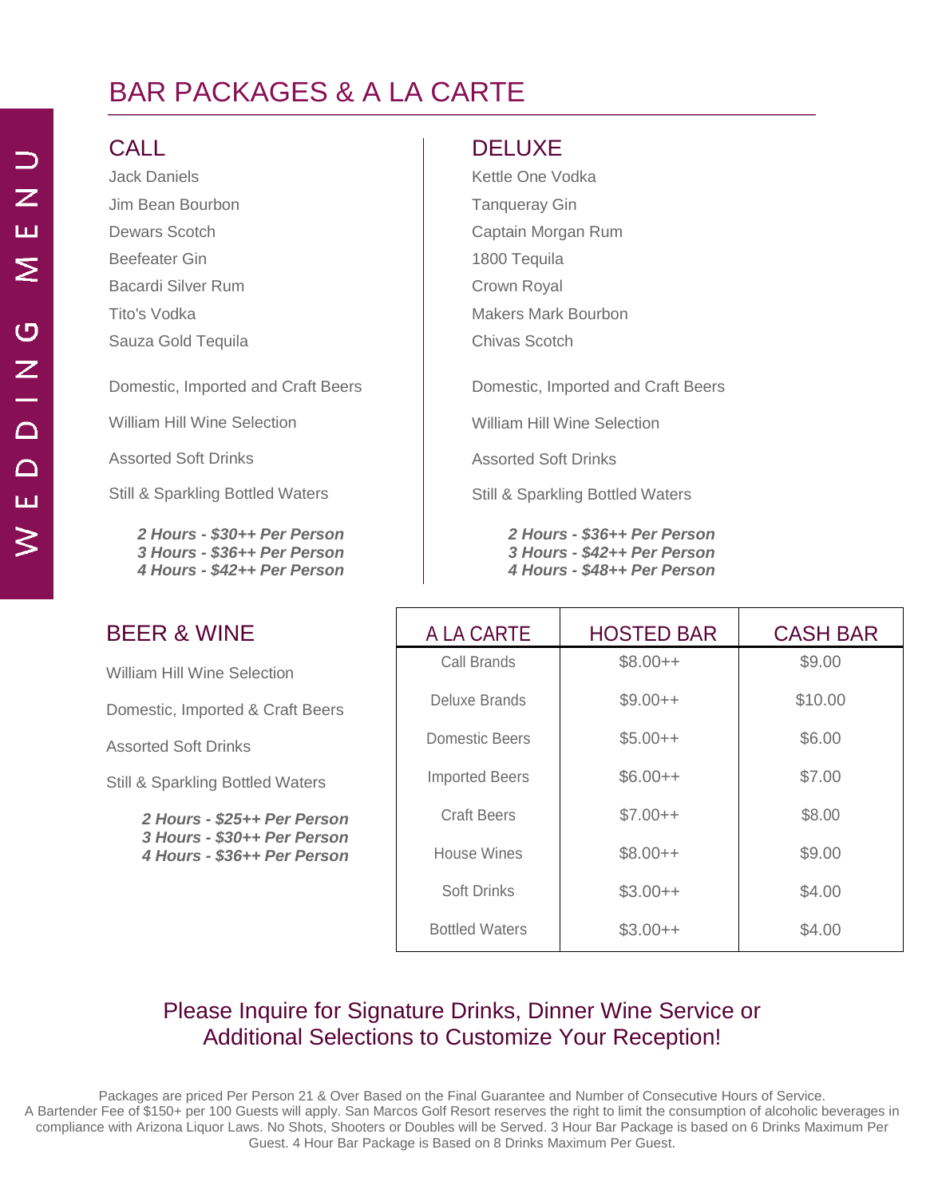# BAR PACKAGES & A LA CARTE

## CALL

Jack Daniels
Jim Bean Bourbon
Dewars Scotch
Beefeater Gin
Bacardi Silver Rum
Tito's Vodka
Sauza Gold Tequila

Domestic, Imported and Craft Beers

William Hill Wine Selection

Assorted Soft Drinks

Still & Sparkling Bottled Waters

***2 Hours - $30++ Per Person***
***3 Hours - $36++ Per Person***
***4 Hours - $42++ Per Person***

## DELUXE

Kettle One Vodka
Tanqueray Gin
Captain Morgan Rum
1800 Tequila
Crown Royal
Makers Mark Bourbon
Chivas Scotch

Domestic, Imported and Craft Beers

William Hill Wine Selection

Assorted Soft Drinks

Still & Sparkling Bottled Waters

***2 Hours - $36++ Per Person***
***3 Hours - $42++ Per Person***
***4 Hours - $48++ Per Person***

## BEER & WINE

William Hill Wine Selection

Domestic, Imported & Craft Beers

Assorted Soft Drinks

Still & Sparkling Bottled Waters

***2 Hours - $25++ Per Person***
***3 Hours - $30++ Per Person***
***4 Hours - $36++ Per Person***

| A LA CARTE | HOSTED BAR | CASH BAR |
|---|---|---|
| Call Brands | $8.00++ | $9.00 |
| Deluxe Brands | $9.00++ | $10.00 |
| Domestic Beers | $5.00++ | $6.00 |
| Imported Beers | $6.00++ | $7.00 |
| Craft Beers | $7.00++ | $8.00 |
| House Wines | $8.00++ | $9.00 |
| Soft Drinks | $3.00++ | $4.00 |
| Bottled Waters | $3.00++ | $4.00 |

Please Inquire for Signature Drinks, Dinner Wine Service or Additional Selections to Customize Your Reception!

Packages are priced Per Person 21 & Over Based on the Final Guarantee and Number of Consecutive Hours of Service. A Bartender Fee of $150+ per 100 Guests will apply. San Marcos Golf Resort reserves the right to limit the consumption of alcoholic beverages in compliance with Arizona Liquor Laws. No Shots, Shooters or Doubles will be Served. 3 Hour Bar Package is based on 6 Drinks Maximum Per Guest. 4 Hour Bar Package is Based on 8 Drinks Maximum Per Guest.